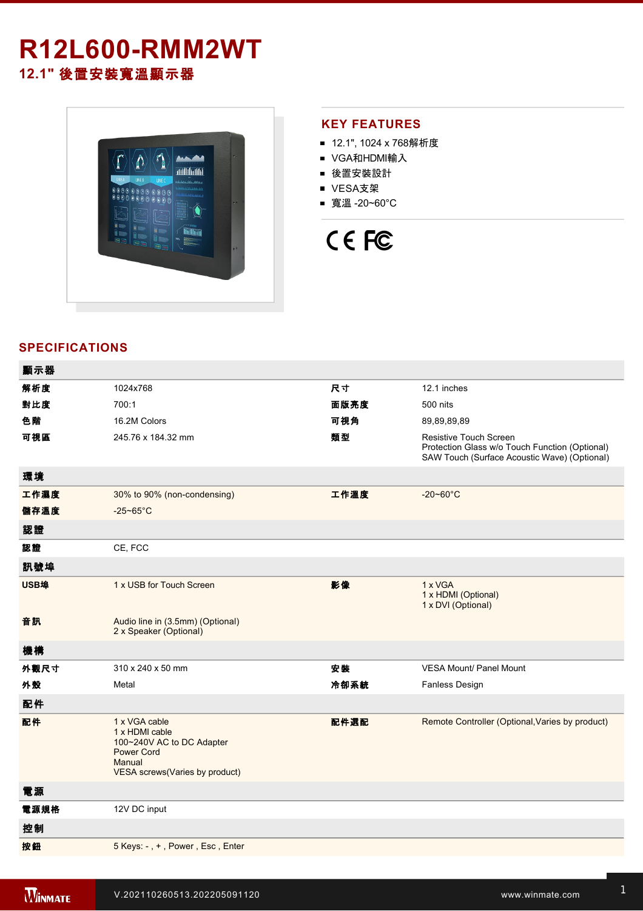# R12L600-RMM2WT

## 12.1" 後置安裝寬溫顯示器

## KEY FEATURES

- 12.1", 1024 x 768解析度
- VGA和HDMI輸入
- 後置安裝設計
- VESA支架
- 寬溫 -20~60°C

## SPECIFICATIONS

| 顯示器 | | | |
|---|---|---|---|
| 解析度 | 1024x768 | 尺寸 | 12.1 inches |
| 對比度 | 700:1 | 面版亮度 | 500 nits |
| 色階 | 16.2M Colors | 可視角 | 89,89,89,89 |
| 可視區 | 245.76 x 184.32 mm | 類型 | Resistive Touch Screen<br>Protection Glass w/o Touch Function (Optional)<br>SAW Touch (Surface Acoustic Wave) (Optional) |
| **環境** | | | |
| 工作濕度 | 30% to 90% (non-condensing) | 工作溫度 | -20~60°C |
| 儲存溫度 | -25~65°C | | |
| **認證** | | | |
| 認證 | CE, FCC | | |
| **訊號埠** | | | |
| USB埠 | 1 x USB for Touch Screen | 影像 | 1 x VGA<br>1 x HDMI (Optional)<br>1 x DVI (Optional) |
| 音訊 | Audio line in (3.5mm) (Optional)<br>2 x Speaker (Optional) | | |
| **機構** | | | |
| 外觀尺寸 | 310 x 240 x 50 mm | 安裝 | VESA Mount/ Panel Mount |
| 外殼 | Metal | 冷卻系統 | Fanless Design |
| **配件** | | | |
| 配件 | 1 x VGA cable<br>1 x HDMI cable<br>100~240V AC to DC Adapter<br>Power Cord<br>Manual<br>VESA screws(Varies by product) | 配件選配 | Remote Controller (Optional,Varies by product) |
| **電源** | | | |
| 電源規格 | 12V DC input | | |
| **控制** | | | |
| 按鈕 | 5 Keys: - , + , Power , Esc , Enter | | |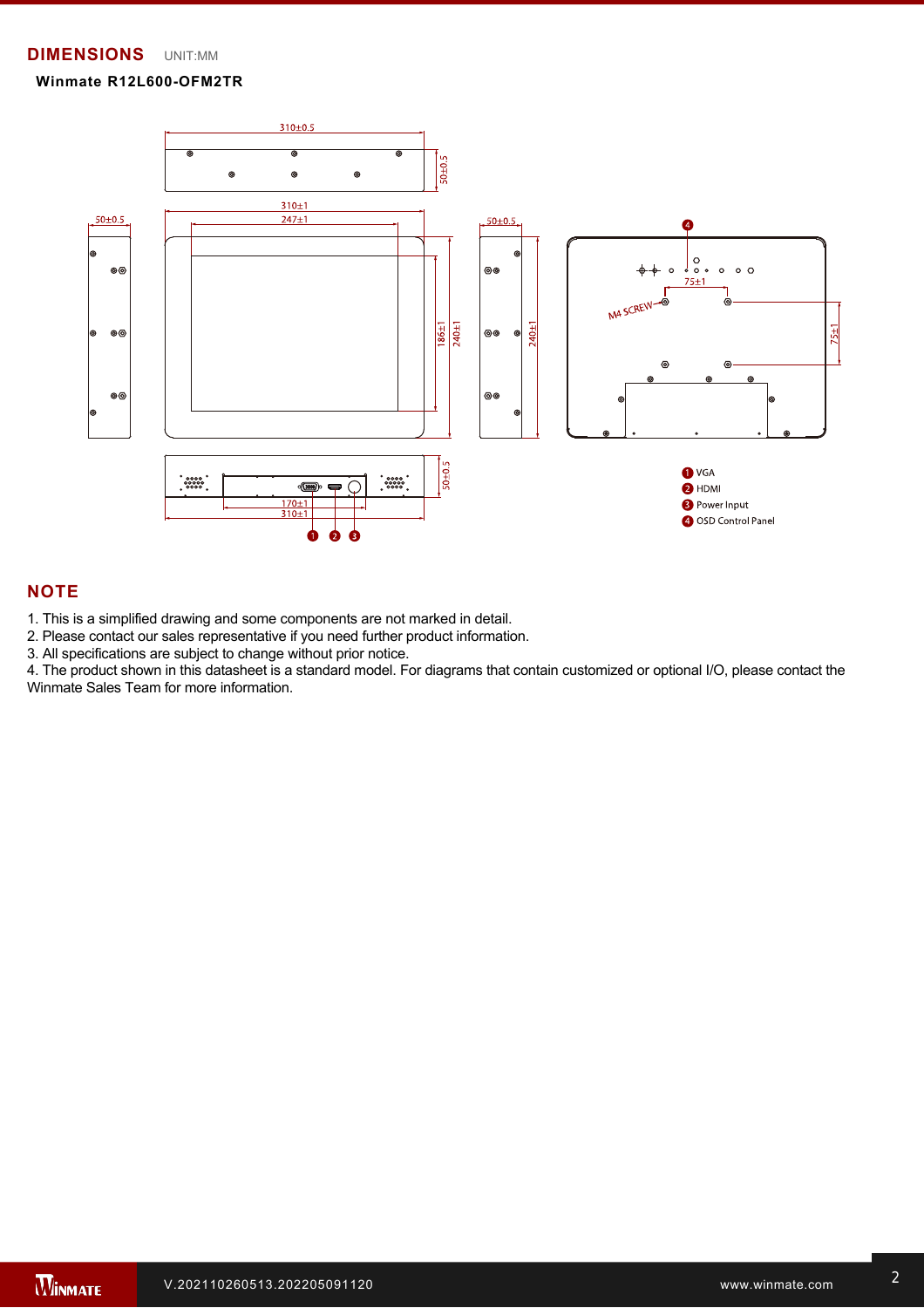## DIMENSIONS UNIT:MM

**Winmate R12L600-OFM2TR**

310±0.5
50±0.5
310±1
247±1
50±0.5
186±1
240±1
50±0.5
240±1
75±1
M4 SCREW
75±1
50±0.5
170±1
310±1

1 VGA
2 HDMI
3 Power Input
4 OSD Control Panel

## NOTE

1. This is a simplified drawing and some components are not marked in detail.
2. Please contact our sales representative if you need further product information.
3. All specifications are subject to change without prior notice.
4. The product shown in this datasheet is a standard model. For diagrams that contain customized or optional I/O, please contact the Winmate Sales Team for more information.